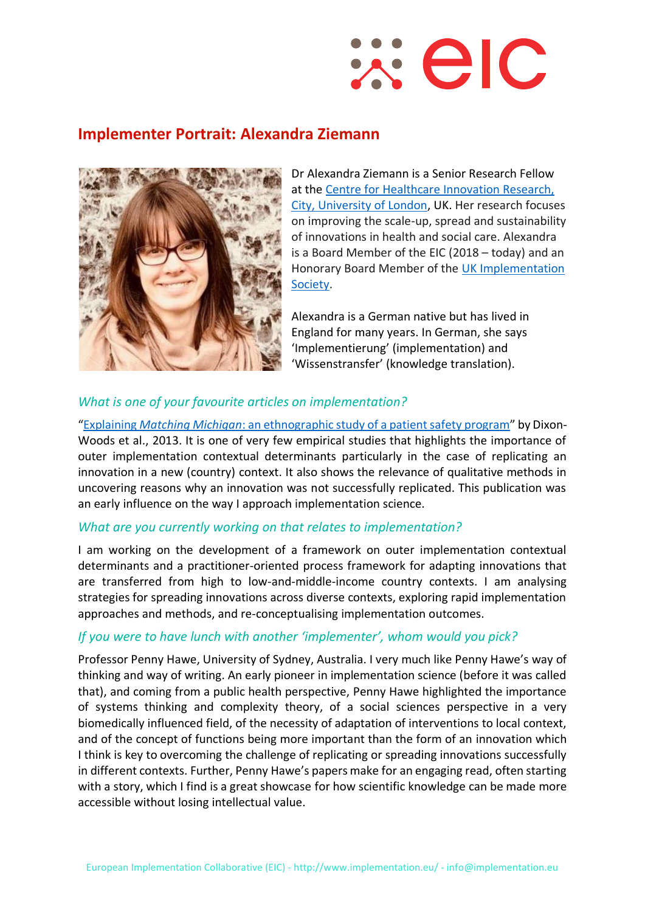# Implementer Portrait: Alexandra Ziemann

Dr Alexandra Ziemann is a Senior Research Fellow at the [Centre for Healthcare Innovation Research, City, University of London](), UK. Her research focuses on improving the scale-up, spread and sustainability of innovations in health and social care. Alexandra is a Board Member of the EIC (2018 – today) and an Honorary Board Member of the [UK Implementation Society]().

Alexandra is a German native but has lived in England for many years. In German, she says 'Implementierung' (implementation) and 'Wissenstransfer' (knowledge translation).

## *What is one of your favourite articles on implementation?*

"[Explaining *Matching Michigan*: an ethnographic study of a patient safety program]()" by Dixon-Woods et al., 2013. It is one of very few empirical studies that highlights the importance of outer implementation contextual determinants particularly in the case of replicating an innovation in a new (country) context. It also shows the relevance of qualitative methods in uncovering reasons why an innovation was not successfully replicated. This publication was an early influence on the way I approach implementation science.

## *What are you currently working on that relates to implementation?*

I am working on the development of a framework on outer implementation contextual determinants and a practitioner-oriented process framework for adapting innovations that are transferred from high to low-and-middle-income country contexts. I am analysing strategies for spreading innovations across diverse contexts, exploring rapid implementation approaches and methods, and re-conceptualising implementation outcomes.

## *If you were to have lunch with another 'implementer', whom would you pick?*

Professor Penny Hawe, University of Sydney, Australia. I very much like Penny Hawe's way of thinking and way of writing. An early pioneer in implementation science (before it was called that), and coming from a public health perspective, Penny Hawe highlighted the importance of systems thinking and complexity theory, of a social sciences perspective in a very biomedically influenced field, of the necessity of adaptation of interventions to local context, and of the concept of functions being more important than the form of an innovation which I think is key to overcoming the challenge of replicating or spreading innovations successfully in different contexts. Further, Penny Hawe's papers make for an engaging read, often starting with a story, which I find is a great showcase for how scientific knowledge can be made more accessible without losing intellectual value.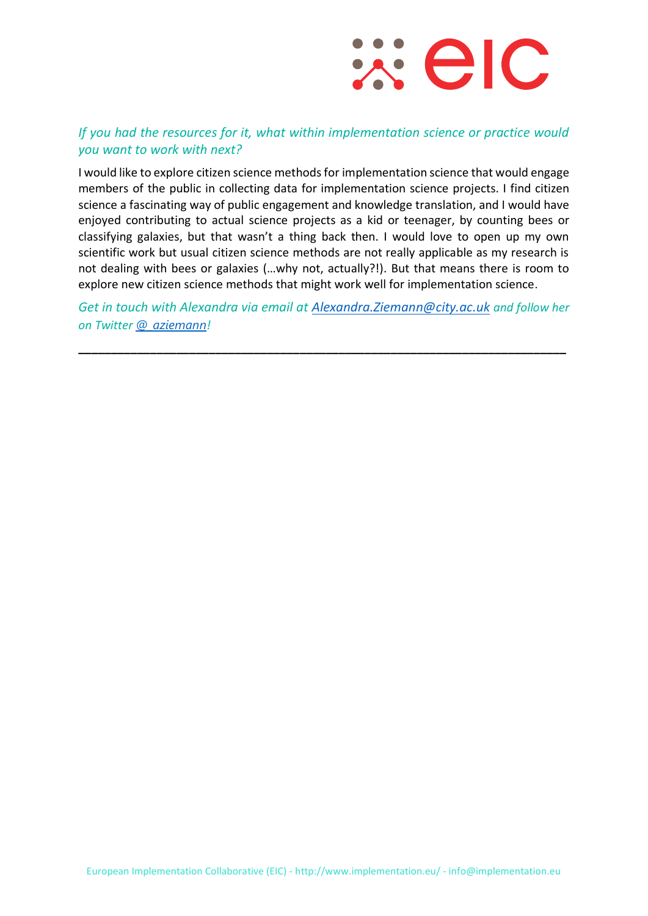*If you had the resources for it, what within implementation science or practice would you want to work with next?*

I would like to explore citizen science methods for implementation science that would engage members of the public in collecting data for implementation science projects. I find citizen science a fascinating way of public engagement and knowledge translation, and I would have enjoyed contributing to actual science projects as a kid or teenager, by counting bees or classifying galaxies, but that wasn't a thing back then. I would love to open up my own scientific work but usual citizen science methods are not really applicable as my research is not dealing with bees or galaxies (…why not, actually?!). But that means there is room to explore new citizen science methods that might work well for implementation science.

*Get in touch with Alexandra via email at [Alexandra.Ziemann@city.ac.uk](mailto:Alexandra.Ziemann@city.ac.uk) and follow her on Twitter [@_aziemann](https://twitter.com/_aziemann)!*

---